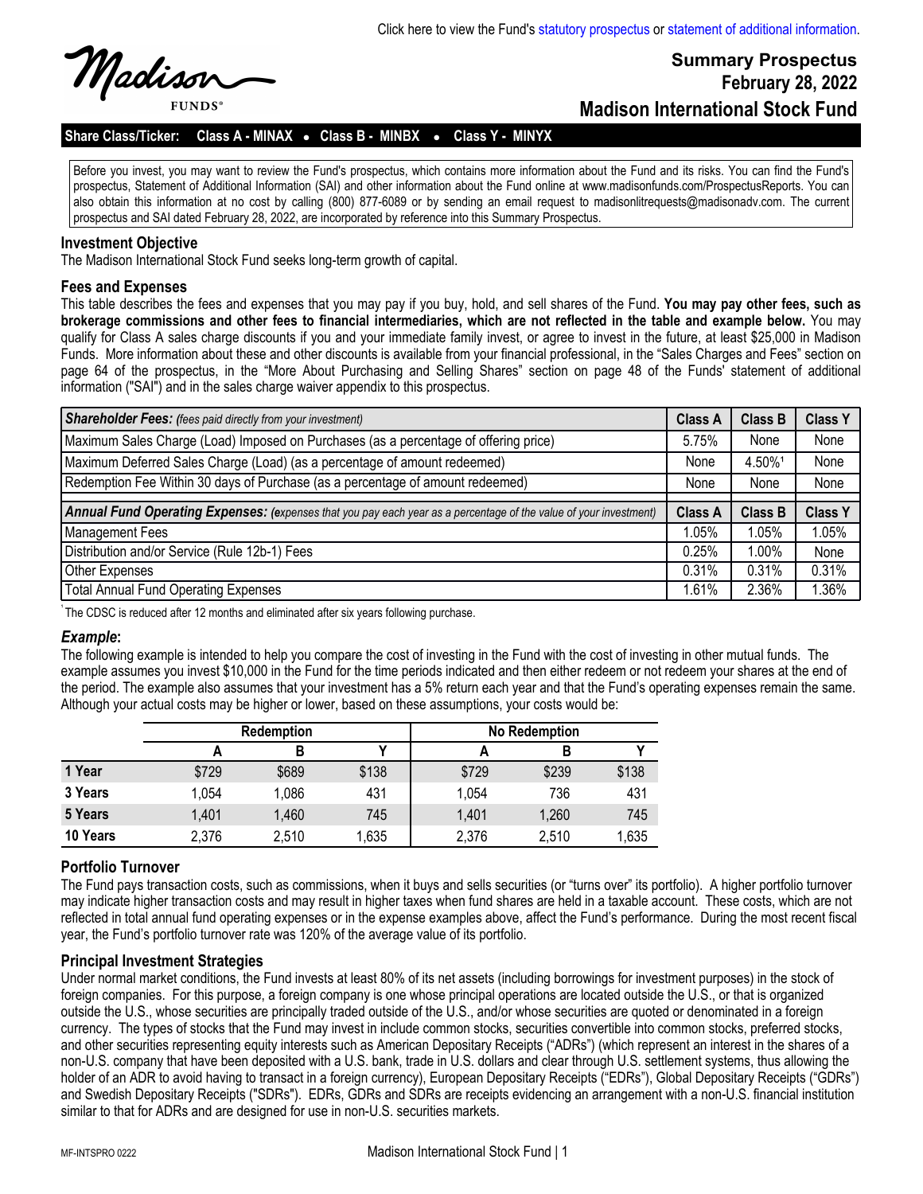Click here to view the Fund's statutory prospectus or statement of additional information.

Madison FUNDS®

**Summary Prospectus**
**February 28, 2022**

# Madison International Stock Fund

**Share Class/Ticker: Class A - MINAX • Class B - MINBX • Class Y - MINYX**

Before you invest, you may want to review the Fund's prospectus, which contains more information about the Fund and its risks. You can find the Fund's prospectus, Statement of Additional Information (SAI) and other information about the Fund online at www.madisonfunds.com/ProspectusReports. You can also obtain this information at no cost by calling (800) 877-6089 or by sending an email request to madisonlitrequests@madisonadv.com. The current prospectus and SAI dated February 28, 2022, are incorporated by reference into this Summary Prospectus.

## Investment Objective

The Madison International Stock Fund seeks long-term growth of capital.

## Fees and Expenses

This table describes the fees and expenses that you may pay if you buy, hold, and sell shares of the Fund. **You may pay other fees, such as brokerage commissions and other fees to financial intermediaries, which are not reflected in the table and example below.** You may qualify for Class A sales charge discounts if you and your immediate family invest, or agree to invest in the future, at least $25,000 in Madison Funds. More information about these and other discounts is available from your financial professional, in the "Sales Charges and Fees" section on page 64 of the prospectus, in the "More About Purchasing and Selling Shares" section on page 48 of the Funds' statement of additional information ("SAI") and in the sales charge waiver appendix to this prospectus.

| ***Shareholder Fees:*** *(fees paid directly from your investment)* | **Class A** | **Class B** | **Class Y** |
|---|---|---|---|
| Maximum Sales Charge (Load) Imposed on Purchases (as a percentage of offering price) | 5.75% | None | None |
| Maximum Deferred Sales Charge (Load) (as a percentage of amount redeemed) | None | 4.50%[1] | None |
| Redemption Fee Within 30 days of Purchase (as a percentage of amount redeemed) | None | None | None |
| ***Annual Fund Operating Expenses:*** *(expenses that you pay each year as a percentage of the value of your investment)* | **Class A** | **Class B** | **Class Y** |
| Management Fees | 1.05% | 1.05% | 1.05% |
| Distribution and/or Service (Rule 12b-1) Fees | 0.25% | 1.00% | None |
| Other Expenses | 0.31% | 0.31% | 0.31% |
| Total Annual Fund Operating Expenses | 1.61% | 2.36% | 1.36% |

[1] The CDSC is reduced after 12 months and eliminated after six years following purchase.

### *Example*:

The following example is intended to help you compare the cost of investing in the Fund with the cost of investing in other mutual funds. The example assumes you invest $10,000 in the Fund for the time periods indicated and then either redeem or not redeem your shares at the end of the period. The example also assumes that your investment has a 5% return each year and that the Fund's operating expenses remain the same. Although your actual costs may be higher or lower, based on these assumptions, your costs would be:

| | Redemption | | | No Redemption | | |
|---|---|---|---|---|---|---|
| | A | B | Y | A | B | Y |
| **1 Year** | $729 | $689 | $138 | $729 | $239 | $138 |
| **3 Years** | 1,054 | 1,086 | 431 | 1,054 | 736 | 431 |
| **5 Years** | 1,401 | 1,460 | 745 | 1,401 | 1,260 | 745 |
| **10 Years** | 2,376 | 2,510 | 1,635 | 2,376 | 2,510 | 1,635 |

## Portfolio Turnover

The Fund pays transaction costs, such as commissions, when it buys and sells securities (or "turns over" its portfolio). A higher portfolio turnover may indicate higher transaction costs and may result in higher taxes when fund shares are held in a taxable account. These costs, which are not reflected in total annual fund operating expenses or in the expense examples above, affect the Fund's performance. During the most recent fiscal year, the Fund's portfolio turnover rate was 120% of the average value of its portfolio.

## Principal Investment Strategies

Under normal market conditions, the Fund invests at least 80% of its net assets (including borrowings for investment purposes) in the stock of foreign companies. For this purpose, a foreign company is one whose principal operations are located outside the U.S., or that is organized outside the U.S., whose securities are principally traded outside of the U.S., and/or whose securities are quoted or denominated in a foreign currency. The types of stocks that the Fund may invest in include common stocks, securities convertible into common stocks, preferred stocks, and other securities representing equity interests such as American Depositary Receipts ("ADRs") (which represent an interest in the shares of a non-U.S. company that have been deposited with a U.S. bank, trade in U.S. dollars and clear through U.S. settlement systems, thus allowing the holder of an ADR to avoid having to transact in a foreign currency), European Depositary Receipts ("EDRs"), Global Depositary Receipts ("GDRs") and Swedish Depositary Receipts ("SDRs"). EDRs, GDRs and SDRs are receipts evidencing an arrangement with a non-U.S. financial institution similar to that for ADRs and are designed for use in non-U.S. securities markets.

MF-INTSPRO 0222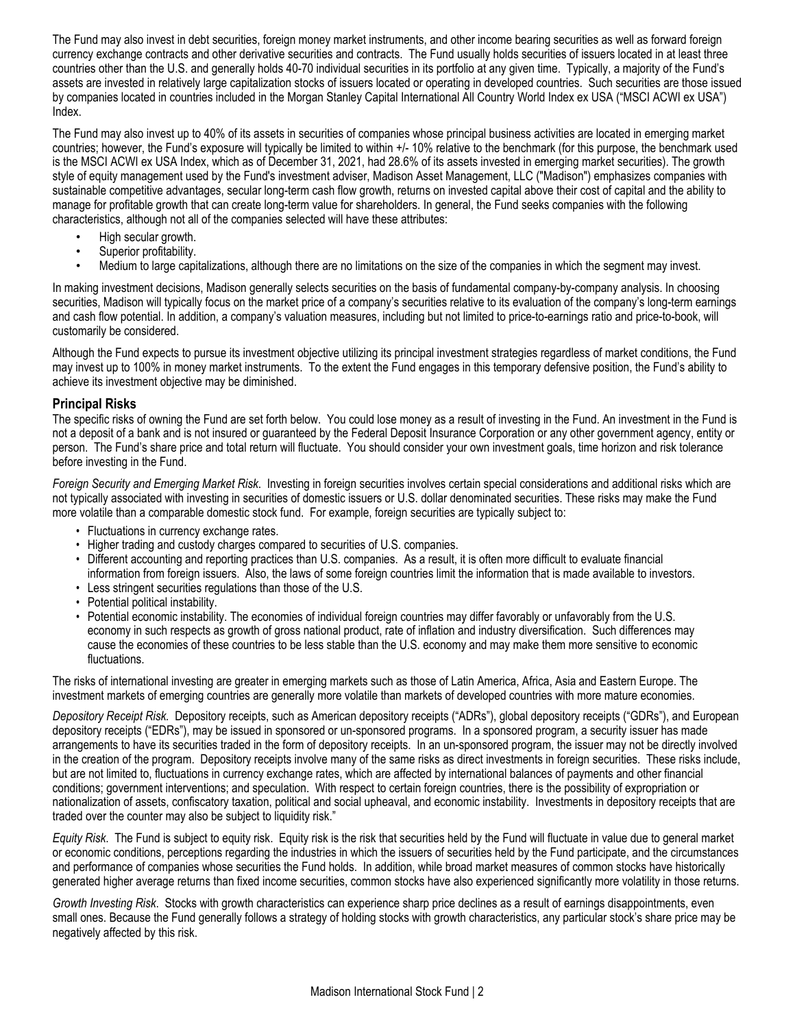The Fund may also invest in debt securities, foreign money market instruments, and other income bearing securities as well as forward foreign currency exchange contracts and other derivative securities and contracts. The Fund usually holds securities of issuers located in at least three countries other than the U.S. and generally holds 40-70 individual securities in its portfolio at any given time. Typically, a majority of the Fund's assets are invested in relatively large capitalization stocks of issuers located or operating in developed countries. Such securities are those issued by companies located in countries included in the Morgan Stanley Capital International All Country World Index ex USA ("MSCI ACWI ex USA") Index.

The Fund may also invest up to 40% of its assets in securities of companies whose principal business activities are located in emerging market countries; however, the Fund's exposure will typically be limited to within +/- 10% relative to the benchmark (for this purpose, the benchmark used is the MSCI ACWI ex USA Index, which as of December 31, 2021, had 28.6% of its assets invested in emerging market securities). The growth style of equity management used by the Fund's investment adviser, Madison Asset Management, LLC ("Madison") emphasizes companies with sustainable competitive advantages, secular long-term cash flow growth, returns on invested capital above their cost of capital and the ability to manage for profitable growth that can create long-term value for shareholders. In general, the Fund seeks companies with the following characteristics, although not all of the companies selected will have these attributes:

- High secular growth.
- Superior profitability.
- Medium to large capitalizations, although there are no limitations on the size of the companies in which the segment may invest.

In making investment decisions, Madison generally selects securities on the basis of fundamental company-by-company analysis. In choosing securities, Madison will typically focus on the market price of a company's securities relative to its evaluation of the company's long-term earnings and cash flow potential. In addition, a company's valuation measures, including but not limited to price-to-earnings ratio and price-to-book, will customarily be considered.

Although the Fund expects to pursue its investment objective utilizing its principal investment strategies regardless of market conditions, the Fund may invest up to 100% in money market instruments. To the extent the Fund engages in this temporary defensive position, the Fund's ability to achieve its investment objective may be diminished.

### Principal Risks

The specific risks of owning the Fund are set forth below. You could lose money as a result of investing in the Fund. An investment in the Fund is not a deposit of a bank and is not insured or guaranteed by the Federal Deposit Insurance Corporation or any other government agency, entity or person. The Fund's share price and total return will fluctuate. You should consider your own investment goals, time horizon and risk tolerance before investing in the Fund.

*Foreign Security and Emerging Market Risk*. Investing in foreign securities involves certain special considerations and additional risks which are not typically associated with investing in securities of domestic issuers or U.S. dollar denominated securities. These risks may make the Fund more volatile than a comparable domestic stock fund. For example, foreign securities are typically subject to:

- Fluctuations in currency exchange rates.
- Higher trading and custody charges compared to securities of U.S. companies.
- Different accounting and reporting practices than U.S. companies. As a result, it is often more difficult to evaluate financial information from foreign issuers. Also, the laws of some foreign countries limit the information that is made available to investors.
- Less stringent securities regulations than those of the U.S.
- Potential political instability.
- Potential economic instability. The economies of individual foreign countries may differ favorably or unfavorably from the U.S. economy in such respects as growth of gross national product, rate of inflation and industry diversification. Such differences may cause the economies of these countries to be less stable than the U.S. economy and may make them more sensitive to economic fluctuations.

The risks of international investing are greater in emerging markets such as those of Latin America, Africa, Asia and Eastern Europe. The investment markets of emerging countries are generally more volatile than markets of developed countries with more mature economies.

*Depository Receipt Risk.* Depository receipts, such as American depository receipts ("ADRs"), global depository receipts ("GDRs"), and European depository receipts ("EDRs"), may be issued in sponsored or un-sponsored programs. In a sponsored program, a security issuer has made arrangements to have its securities traded in the form of depository receipts. In an un-sponsored program, the issuer may not be directly involved in the creation of the program. Depository receipts involve many of the same risks as direct investments in foreign securities. These risks include, but are not limited to, fluctuations in currency exchange rates, which are affected by international balances of payments and other financial conditions; government interventions; and speculation. With respect to certain foreign countries, there is the possibility of expropriation or nationalization of assets, confiscatory taxation, political and social upheaval, and economic instability. Investments in depository receipts that are traded over the counter may also be subject to liquidity risk."

*Equity Risk*. The Fund is subject to equity risk. Equity risk is the risk that securities held by the Fund will fluctuate in value due to general market or economic conditions, perceptions regarding the industries in which the issuers of securities held by the Fund participate, and the circumstances and performance of companies whose securities the Fund holds. In addition, while broad market measures of common stocks have historically generated higher average returns than fixed income securities, common stocks have also experienced significantly more volatility in those returns.

*Growth Investing Risk*. Stocks with growth characteristics can experience sharp price declines as a result of earnings disappointments, even small ones. Because the Fund generally follows a strategy of holding stocks with growth characteristics, any particular stock's share price may be negatively affected by this risk.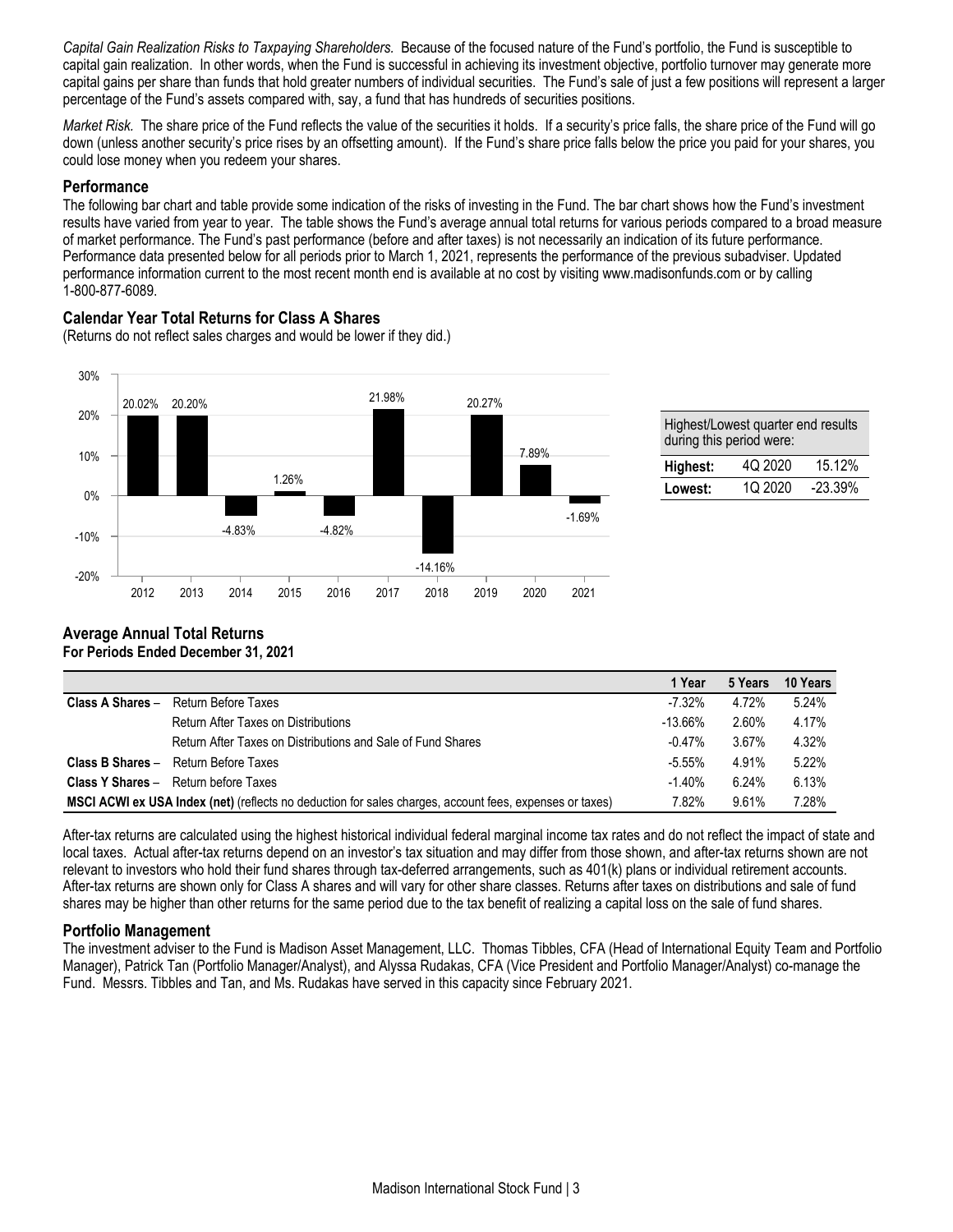*Capital Gain Realization Risks to Taxpaying Shareholders.* Because of the focused nature of the Fund's portfolio, the Fund is susceptible to capital gain realization. In other words, when the Fund is successful in achieving its investment objective, portfolio turnover may generate more capital gains per share than funds that hold greater numbers of individual securities. The Fund's sale of just a few positions will represent a larger percentage of the Fund's assets compared with, say, a fund that has hundreds of securities positions.

*Market Risk.* The share price of the Fund reflects the value of the securities it holds. If a security's price falls, the share price of the Fund will go down (unless another security's price rises by an offsetting amount). If the Fund's share price falls below the price you paid for your shares, you could lose money when you redeem your shares.

## Performance

The following bar chart and table provide some indication of the risks of investing in the Fund. The bar chart shows how the Fund's investment results have varied from year to year. The table shows the Fund's average annual total returns for various periods compared to a broad measure of market performance. The Fund's past performance (before and after taxes) is not necessarily an indication of its future performance. Performance data presented below for all periods prior to March 1, 2021, represents the performance of the previous subadviser. Updated performance information current to the most recent month end is available at no cost by visiting www.madisonfunds.com or by calling 1-800-877-6089.

### Calendar Year Total Returns for Class A Shares

(Returns do not reflect sales charges and would be lower if they did.)

| Year | Return |
|---|---|
| 2012 | 20.02% |
| 2013 | 20.20% |
| 2014 | -4.83% |
| 2015 | 1.26% |
| 2016 | -4.82% |
| 2017 | 21.98% |
| 2018 | -14.16% |
| 2019 | 20.27% |
| 2020 | 7.89% |
| 2021 | -1.69% |

| Highest/Lowest quarter end results during this period were: | | |
|---|---|---|
| **Highest:** | 4Q 2020 | 15.12% |
| **Lowest:** | 1Q 2020 | -23.39% |

### Average Annual Total Returns
**For Periods Ended December 31, 2021**

| | | 1 Year | 5 Years | 10 Years |
|---|---|---|---|---|
| **Class A Shares** – | Return Before Taxes | -7.32% | 4.72% | 5.24% |
| | Return After Taxes on Distributions | -13.66% | 2.60% | 4.17% |
| | Return After Taxes on Distributions and Sale of Fund Shares | -0.47% | 3.67% | 4.32% |
| **Class B Shares** – | Return Before Taxes | -5.55% | 4.91% | 5.22% |
| **Class Y Shares** – | Return before Taxes | -1.40% | 6.24% | 6.13% |
| **MSCI ACWI ex USA Index (net)** (reflects no deduction for sales charges, account fees, expenses or taxes) | | 7.82% | 9.61% | 7.28% |

After-tax returns are calculated using the highest historical individual federal marginal income tax rates and do not reflect the impact of state and local taxes. Actual after-tax returns depend on an investor's tax situation and may differ from those shown, and after-tax returns shown are not relevant to investors who hold their fund shares through tax-deferred arrangements, such as 401(k) plans or individual retirement accounts. After-tax returns are shown only for Class A shares and will vary for other share classes. Returns after taxes on distributions and sale of fund shares may be higher than other returns for the same period due to the tax benefit of realizing a capital loss on the sale of fund shares.

## Portfolio Management

The investment adviser to the Fund is Madison Asset Management, LLC. Thomas Tibbles, CFA (Head of International Equity Team and Portfolio Manager), Patrick Tan (Portfolio Manager/Analyst), and Alyssa Rudakas, CFA (Vice President and Portfolio Manager/Analyst) co-manage the Fund. Messrs. Tibbles and Tan, and Ms. Rudakas have served in this capacity since February 2021.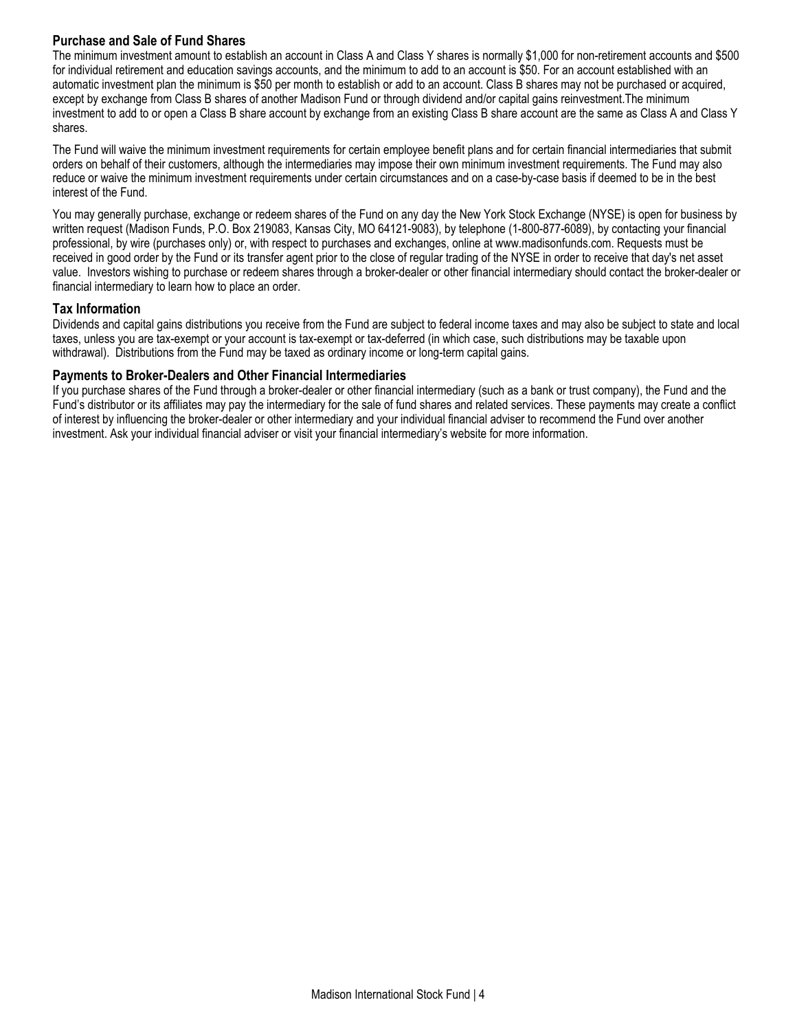### Purchase and Sale of Fund Shares

The minimum investment amount to establish an account in Class A and Class Y shares is normally $1,000 for non-retirement accounts and $500 for individual retirement and education savings accounts, and the minimum to add to an account is $50. For an account established with an automatic investment plan the minimum is $50 per month to establish or add to an account. Class B shares may not be purchased or acquired, except by exchange from Class B shares of another Madison Fund or through dividend and/or capital gains reinvestment.The minimum investment to add to or open a Class B share account by exchange from an existing Class B share account are the same as Class A and Class Y shares.

The Fund will waive the minimum investment requirements for certain employee benefit plans and for certain financial intermediaries that submit orders on behalf of their customers, although the intermediaries may impose their own minimum investment requirements. The Fund may also reduce or waive the minimum investment requirements under certain circumstances and on a case-by-case basis if deemed to be in the best interest of the Fund.

You may generally purchase, exchange or redeem shares of the Fund on any day the New York Stock Exchange (NYSE) is open for business by written request (Madison Funds, P.O. Box 219083, Kansas City, MO 64121-9083), by telephone (1-800-877-6089), by contacting your financial professional, by wire (purchases only) or, with respect to purchases and exchanges, online at www.madisonfunds.com. Requests must be received in good order by the Fund or its transfer agent prior to the close of regular trading of the NYSE in order to receive that day's net asset value. Investors wishing to purchase or redeem shares through a broker-dealer or other financial intermediary should contact the broker-dealer or financial intermediary to learn how to place an order.

### Tax Information

Dividends and capital gains distributions you receive from the Fund are subject to federal income taxes and may also be subject to state and local taxes, unless you are tax-exempt or your account is tax-exempt or tax-deferred (in which case, such distributions may be taxable upon withdrawal). Distributions from the Fund may be taxed as ordinary income or long-term capital gains.

### Payments to Broker-Dealers and Other Financial Intermediaries

If you purchase shares of the Fund through a broker-dealer or other financial intermediary (such as a bank or trust company), the Fund and the Fund's distributor or its affiliates may pay the intermediary for the sale of fund shares and related services. These payments may create a conflict of interest by influencing the broker-dealer or other intermediary and your individual financial adviser to recommend the Fund over another investment. Ask your individual financial adviser or visit your financial intermediary's website for more information.